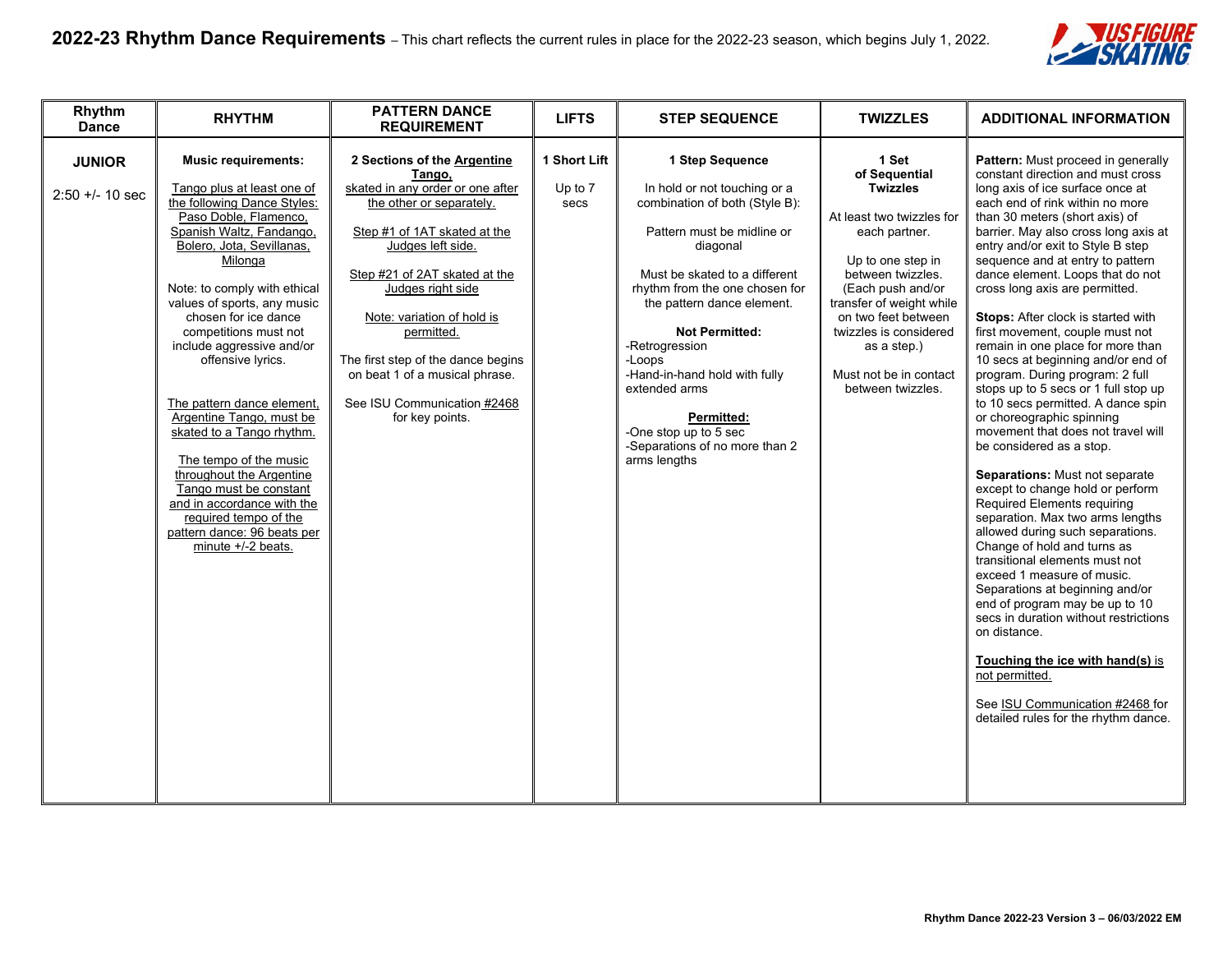# 2022-23 Rhythm Dance Requirements – This chart reflects the current rules in place for the 2022-23 season, which begins July 1, 2022.

| Rhythm Dance | RHYTHM | PATTERN DANCE REQUIREMENT | LIFTS | STEP SEQUENCE | TWIZZLES | ADDITIONAL INFORMATION |
|---|---|---|---|---|---|---|
| **JUNIOR**<br><br>2:50 +/- 10 sec | **Music requirements:**<br><br>Tango plus at least one of the following Dance Styles: Paso Doble, Flamenco, Spanish Waltz, Fandango, Bolero, Jota, Sevillanas, Milonga<br><br>Note: to comply with ethical values of sports, any music chosen for ice dance competitions must not include aggressive and/or offensive lyrics.<br><br>The pattern dance element, Argentine Tango, must be skated to a Tango rhythm.<br><br>The tempo of the music throughout the Argentine Tango must be constant and in accordance with the required tempo of the pattern dance: 96 beats per minute +/-2 beats. | **2 Sections of the Argentine Tango,** skated in any order or one after the other or separately.<br><br>Step #1 of 1AT skated at the Judges left side.<br><br>Step #21 of 2AT skated at the Judges right side<br><br>Note: variation of hold is permitted.<br><br>The first step of the dance begins on beat 1 of a musical phrase.<br><br>See ISU Communication #2468 for key points. | **1 Short Lift**<br><br>Up to 7 secs | **1 Step Sequence**<br><br>In hold or not touching or a combination of both (Style B):<br><br>Pattern must be midline or diagonal<br><br>Must be skated to a different rhythm from the one chosen for the pattern dance element.<br><br>**Not Permitted:**<br>-Retrogression<br>-Loops<br>-Hand-in-hand hold with fully extended arms<br><br>**Permitted:**<br>-One stop up to 5 sec<br>-Separations of no more than 2 arms lengths | **1 Set of Sequential Twizzles**<br><br>At least two twizzles for each partner.<br><br>Up to one step in between twizzles. (Each push and/or transfer of weight while on two feet between twizzles is considered as a step.)<br><br>Must not be in contact between twizzles. | **Pattern:** Must proceed in generally constant direction and must cross long axis of ice surface once at each end of rink within no more than 30 meters (short axis) of barrier. May also cross long axis at entry and/or exit to Style B step sequence and at entry to pattern dance element. Loops that do not cross long axis are permitted.<br><br>**Stops:** After clock is started with first movement, couple must not remain in one place for more than 10 secs at beginning and/or end of program. During program: 2 full stops up to 5 secs or 1 full stop up to 10 secs permitted. A dance spin or choreographic spinning movement that does not travel will be considered as a stop.<br><br>**Separations:** Must not separate except to change hold or perform Required Elements requiring separation. Max two arms lengths allowed during such separations. Change of hold and turns as transitional elements must not exceed 1 measure of music. Separations at beginning and/or end of program may be up to 10 secs in duration without restrictions on distance.<br><br>**Touching the ice with hand(s)** is not permitted.<br><br>See ISU Communication #2468 for detailed rules for the rhythm dance. |

Rhythm Dance 2022-23 Version 3 – 06/03/2022 EM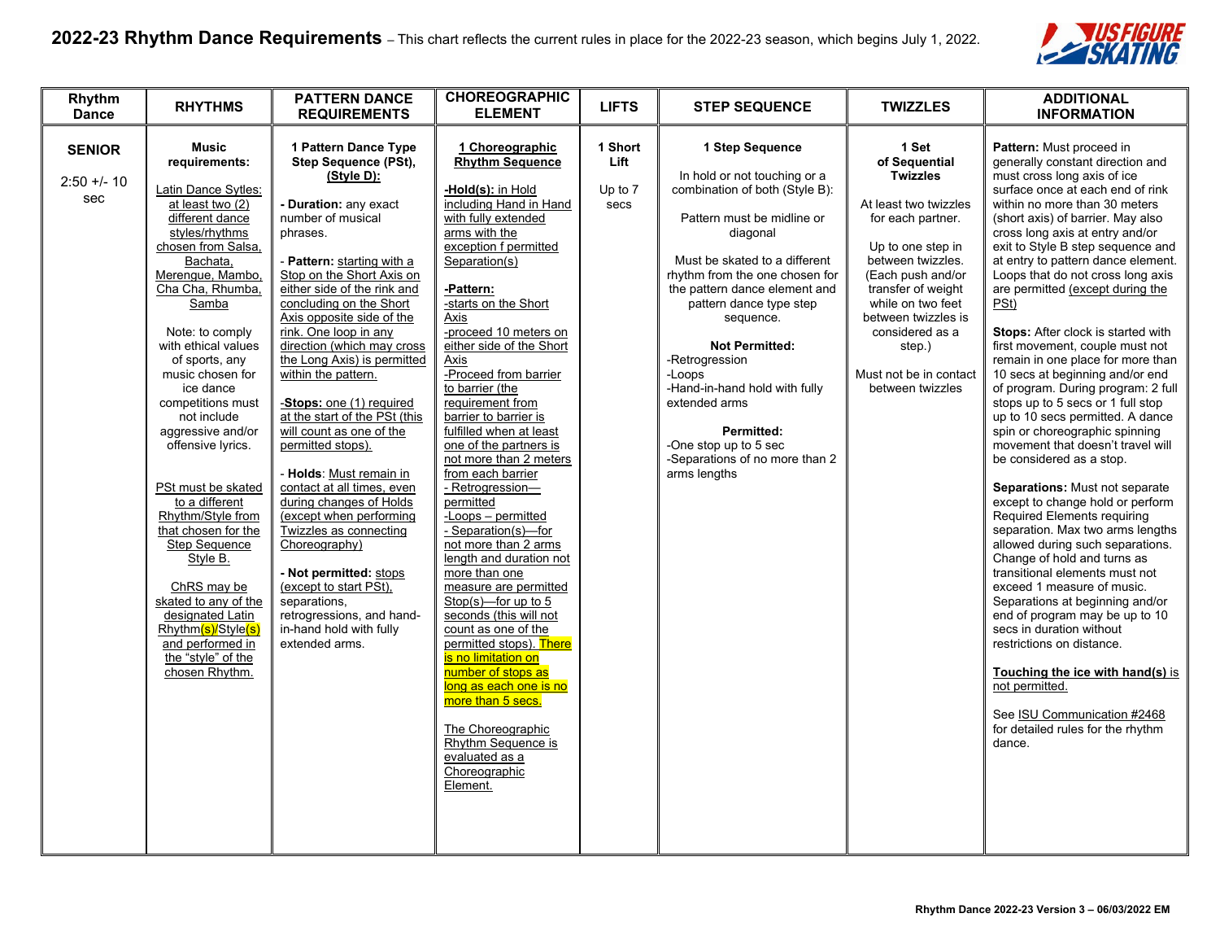## 2022-23 Rhythm Dance Requirements – This chart reflects the current rules in place for the 2022-23 season, which begins July 1, 2022.

| Rhythm Dance | RHYTHMS | PATTERN DANCE REQUIREMENTS | CHOREOGRAPHIC ELEMENT | LIFTS | STEP SEQUENCE | TWIZZLES | ADDITIONAL INFORMATION |
|---|---|---|---|---|---|---|---|
| **SENIOR**<br><br>2:50 +/- 10 sec | **Music requirements:**<br><br>Latin Dance Sytles: at least two (2) different dance styles/rhythms chosen from Salsa, Bachata, Merengue, Mambo, Cha Cha, Rhumba, Samba<br><br>Note: to comply with ethical values of sports, any music chosen for ice dance competitions must not include aggressive and/or offensive lyrics.<br><br>PSt must be skated to a different Rhythm/Style from that chosen for the Step Sequence Style B.<br><br>ChRS may be skated to any of the designated Latin Rhythm(s)/Style(s) and performed in the "style" of the chosen Rhythm. | **1 Pattern Dance Type Step Sequence (PSt), (Style D):**<br><br>**- Duration:** any exact number of musical phrases.<br><br>**- Pattern:** starting with a Stop on the Short Axis on either side of the rink and concluding on the Short Axis opposite side of the rink. One loop in any direction (which may cross the Long Axis) is permitted within the pattern.<br><br>**-Stops:** one (1) required at the start of the PSt (this will count as one of the permitted stops).<br><br>**- Holds**: Must remain in contact at all times, even during changes of Holds (except when performing Twizzles as connecting Choreography)<br><br>**- Not permitted:** stops (except to start PSt), separations, retrogressions, and hand-in-hand hold with fully extended arms. | **1 Choreographic Rhythm Sequence**<br><br>**-Hold(s):** in Hold including Hand in Hand with fully extended arms with the exception f permitted Separation(s)<br><br>**-Pattern:**<br>-starts on the Short Axis<br>-proceed 10 meters on either side of the Short Axis<br>-Proceed from barrier to barrier (the requirement from barrier to barrier is fulfilled when at least one of the partners is not more than 2 meters from each barrier<br>- Retrogression—permitted<br>-Loops – permitted<br>- Separation(s)—for not more than 2 arms length and duration not more than one measure are permitted<br>Stop(s)—for up to 5 seconds (this will not count as one of the permitted stops). There is no limitation on number of stops as long as each one is no more than 5 secs.<br><br>The Choreographic Rhythm Sequence is evaluated as a Choreographic Element. | **1 Short Lift**<br><br>Up to 7 secs | **1 Step Sequence**<br><br>In hold or not touching or a combination of both (Style B):<br><br>Pattern must be midline or diagonal<br><br>Must be skated to a different rhythm from the one chosen for the pattern dance element and pattern dance type step sequence.<br><br>**Not Permitted:**<br>-Retrogression<br>-Loops<br>-Hand-in-hand hold with fully extended arms<br><br>**Permitted:**<br>-One stop up to 5 sec<br>-Separations of no more than 2 arms lengths | **1 Set of Sequential Twizzles**<br><br>At least two twizzles for each partner.<br><br>Up to one step in between twizzles. (Each push and/or transfer of weight while on two feet between twizzles is considered as a step.)<br><br>Must not be in contact between twizzles | **Pattern:** Must proceed in generally constant direction and must cross long axis of ice surface once at each end of rink within no more than 30 meters (short axis) of barrier. May also cross long axis at entry and/or exit to Style B step sequence and at entry to pattern dance element. Loops that do not cross long axis are permitted (except during the PSt)<br><br>**Stops:** After clock is started with first movement, couple must not remain in one place for more than 10 secs at beginning and/or end of program. During program: 2 full stops up to 5 secs or 1 full stop up to 10 secs permitted. A dance spin or choreographic spinning movement that doesn't travel will be considered as a stop.<br><br>**Separations:** Must not separate except to change hold or perform Required Elements requiring separation. Max two arms lengths allowed during such separations. Change of hold and turns as transitional elements must not exceed 1 measure of music. Separations at beginning and/or end of program may be up to 10 secs in duration without restrictions on distance.<br><br>**Touching the ice with hand(s)** is not permitted.<br><br>See ISU Communication #2468 for detailed rules for the rhythm dance. |

Rhythm Dance 2022-23 Version 3 – 06/03/2022 EM